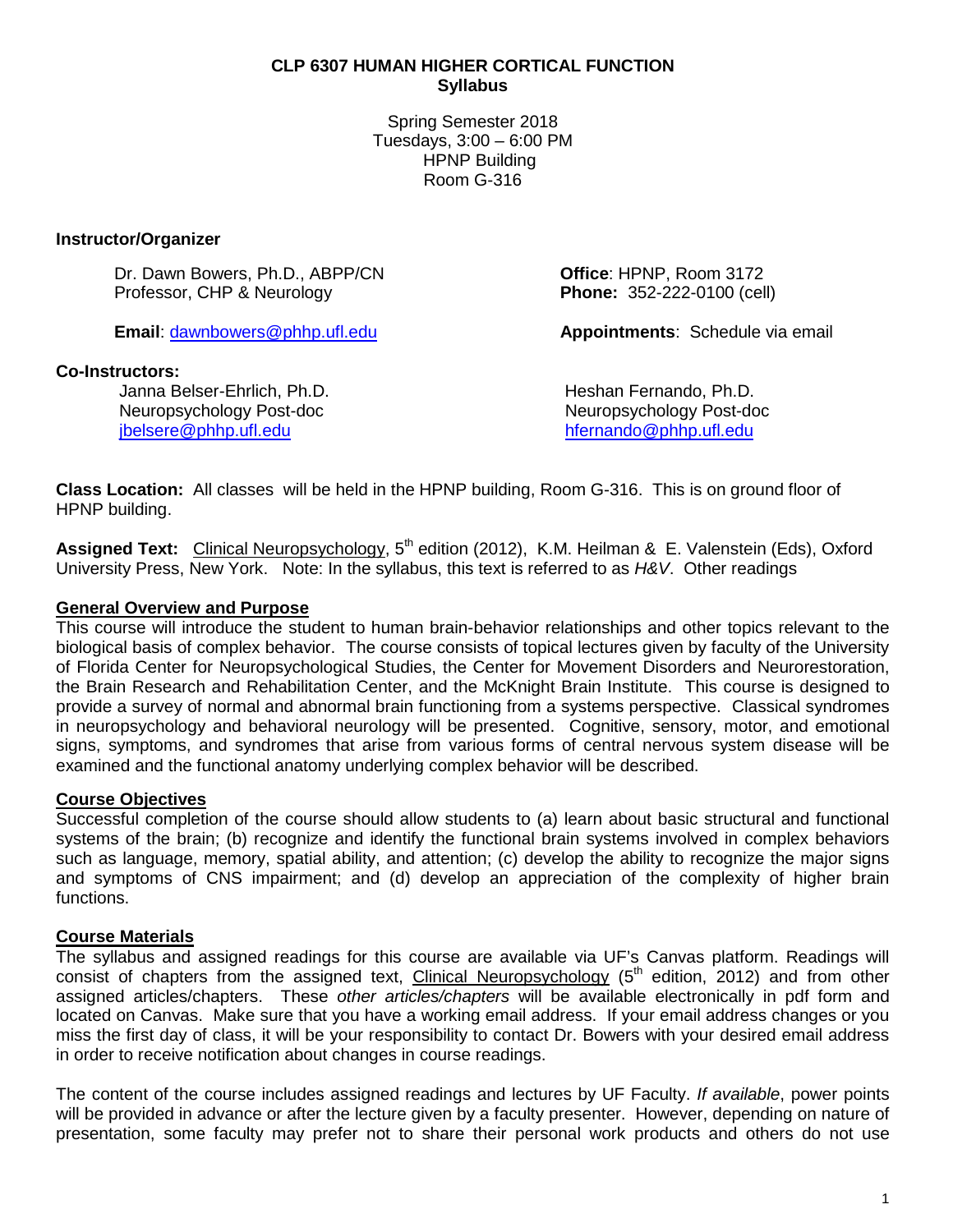# CLP 6307 HUMAN HIGHER CORTICAL FUNCTION
## Syllabus

Spring Semester 2018
Tuesdays, 3:00 – 6:00 PM
HPNP Building
Room G-316

**Instructor/Organizer**

Dr. Dawn Bowers, Ph.D., ABPP/CN
Professor, CHP & Neurology

**Office**: HPNP, Room 3172
**Phone:** 352-222-0100 (cell)

**Email**: dawnbowers@phhp.ufl.edu

**Appointments**: Schedule via email

**Co-Instructors:**

Janna Belser-Ehrlich, Ph.D.
Neuropsychology Post-doc
jbelsere@phhp.ufl.edu

Heshan Fernando, Ph.D.
Neuropsychology Post-doc
hfernando@phhp.ufl.edu

**Class Location:** All classes will be held in the HPNP building, Room G-316. This is on ground floor of HPNP building.

**Assigned Text:** Clinical Neuropsychology, 5th edition (2012), K.M. Heilman & E. Valenstein (Eds), Oxford University Press, New York. Note: In the syllabus, this text is referred to as *H&V*. Other readings

## General Overview and Purpose

This course will introduce the student to human brain-behavior relationships and other topics relevant to the biological basis of complex behavior. The course consists of topical lectures given by faculty of the University of Florida Center for Neuropsychological Studies, the Center for Movement Disorders and Neurorestoration, the Brain Research and Rehabilitation Center, and the McKnight Brain Institute. This course is designed to provide a survey of normal and abnormal brain functioning from a systems perspective. Classical syndromes in neuropsychology and behavioral neurology will be presented. Cognitive, sensory, motor, and emotional signs, symptoms, and syndromes that arise from various forms of central nervous system disease will be examined and the functional anatomy underlying complex behavior will be described.

## Course Objectives

Successful completion of the course should allow students to (a) learn about basic structural and functional systems of the brain; (b) recognize and identify the functional brain systems involved in complex behaviors such as language, memory, spatial ability, and attention; (c) develop the ability to recognize the major signs and symptoms of CNS impairment; and (d) develop an appreciation of the complexity of higher brain functions.

## Course Materials

The syllabus and assigned readings for this course are available via UF's Canvas platform. Readings will consist of chapters from the assigned text, Clinical Neuropsychology (5th edition, 2012) and from other assigned articles/chapters. These *other articles/chapters* will be available electronically in pdf form and located on Canvas. Make sure that you have a working email address. If your email address changes or you miss the first day of class, it will be your responsibility to contact Dr. Bowers with your desired email address in order to receive notification about changes in course readings.

The content of the course includes assigned readings and lectures by UF Faculty. *If available*, power points will be provided in advance or after the lecture given by a faculty presenter. However, depending on nature of presentation, some faculty may prefer not to share their personal work products and others do not use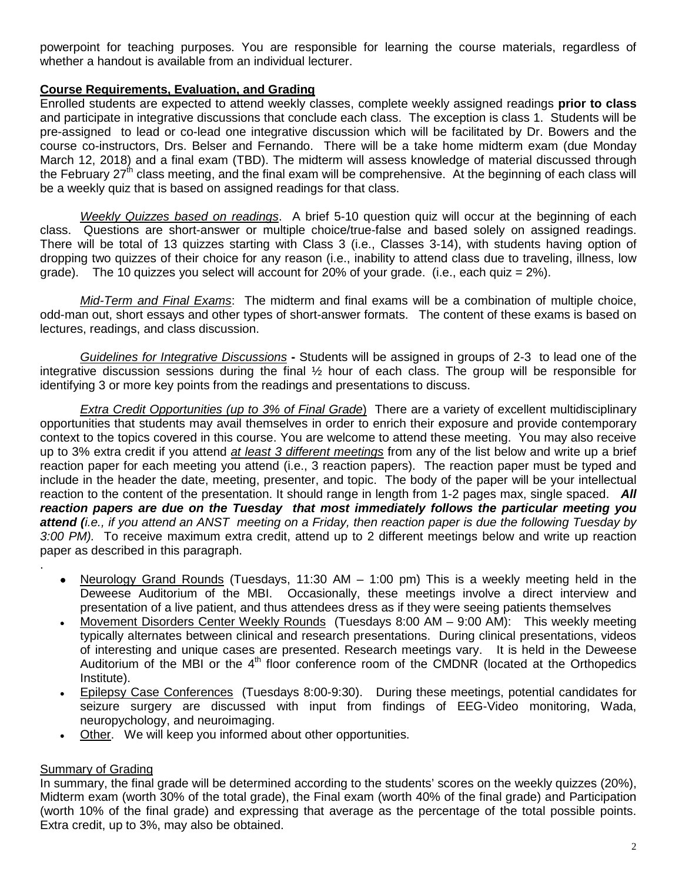powerpoint for teaching purposes. You are responsible for learning the course materials, regardless of whether a handout is available from an individual lecturer.

**Course Requirements, Evaluation, and Grading**

Enrolled students are expected to attend weekly classes, complete weekly assigned readings **prior to class** and participate in integrative discussions that conclude each class. The exception is class 1. Students will be pre-assigned to lead or co-lead one integrative discussion which will be facilitated by Dr. Bowers and the course co-instructors, Drs. Belser and Fernando. There will be a take home midterm exam (due Monday March 12, 2018) and a final exam (TBD). The midterm will assess knowledge of material discussed through the February 27th class meeting, and the final exam will be comprehensive. At the beginning of each class will be a weekly quiz that is based on assigned readings for that class.

*Weekly Quizzes based on readings*. A brief 5-10 question quiz will occur at the beginning of each class. Questions are short-answer or multiple choice/true-false and based solely on assigned readings. There will be total of 13 quizzes starting with Class 3 (i.e., Classes 3-14), with students having option of dropping two quizzes of their choice for any reason (i.e., inability to attend class due to traveling, illness, low grade). The 10 quizzes you select will account for 20% of your grade. (i.e., each quiz = 2%).

*Mid-Term and Final Exams*: The midterm and final exams will be a combination of multiple choice, odd-man out, short essays and other types of short-answer formats. The content of these exams is based on lectures, readings, and class discussion.

*Guidelines for Integrative Discussions* **-** Students will be assigned in groups of 2-3 to lead one of the integrative discussion sessions during the final ½ hour of each class. The group will be responsible for identifying 3 or more key points from the readings and presentations to discuss.

*Extra Credit Opportunities (up to 3% of Final Grade*) There are a variety of excellent multidisciplinary opportunities that students may avail themselves in order to enrich their exposure and provide contemporary context to the topics covered in this course. You are welcome to attend these meeting. You may also receive up to 3% extra credit if you attend *at least 3 different meetings* from any of the list below and write up a brief reaction paper for each meeting you attend (i.e., 3 reaction papers). The reaction paper must be typed and include in the header the date, meeting, presenter, and topic. The body of the paper will be your intellectual reaction to the content of the presentation. It should range in length from 1-2 pages max, single spaced. ***All reaction papers are due on the Tuesday that most immediately follows the particular meeting you attend (****i.e., if you attend an ANST meeting on a Friday, then reaction paper is due the following Tuesday by 3:00 PM).* To receive maximum extra credit, attend up to 2 different meetings below and write up reaction paper as described in this paragraph.

.

- Neurology Grand Rounds (Tuesdays, 11:30 AM – 1:00 pm) This is a weekly meeting held in the Deweese Auditorium of the MBI. Occasionally, these meetings involve a direct interview and presentation of a live patient, and thus attendees dress as if they were seeing patients themselves
- Movement Disorders Center Weekly Rounds (Tuesdays 8:00 AM – 9:00 AM): This weekly meeting typically alternates between clinical and research presentations. During clinical presentations, videos of interesting and unique cases are presented. Research meetings vary. It is held in the Deweese Auditorium of the MBI or the 4th floor conference room of the CMDNR (located at the Orthopedics Institute).
- Epilepsy Case Conferences (Tuesdays 8:00-9:30). During these meetings, potential candidates for seizure surgery are discussed with input from findings of EEG-Video monitoring, Wada, neuropychology, and neuroimaging.
- Other. We will keep you informed about other opportunities.

Summary of Grading

In summary, the final grade will be determined according to the students' scores on the weekly quizzes (20%), Midterm exam (worth 30% of the total grade), the Final exam (worth 40% of the final grade) and Participation (worth 10% of the final grade) and expressing that average as the percentage of the total possible points. Extra credit, up to 3%, may also be obtained.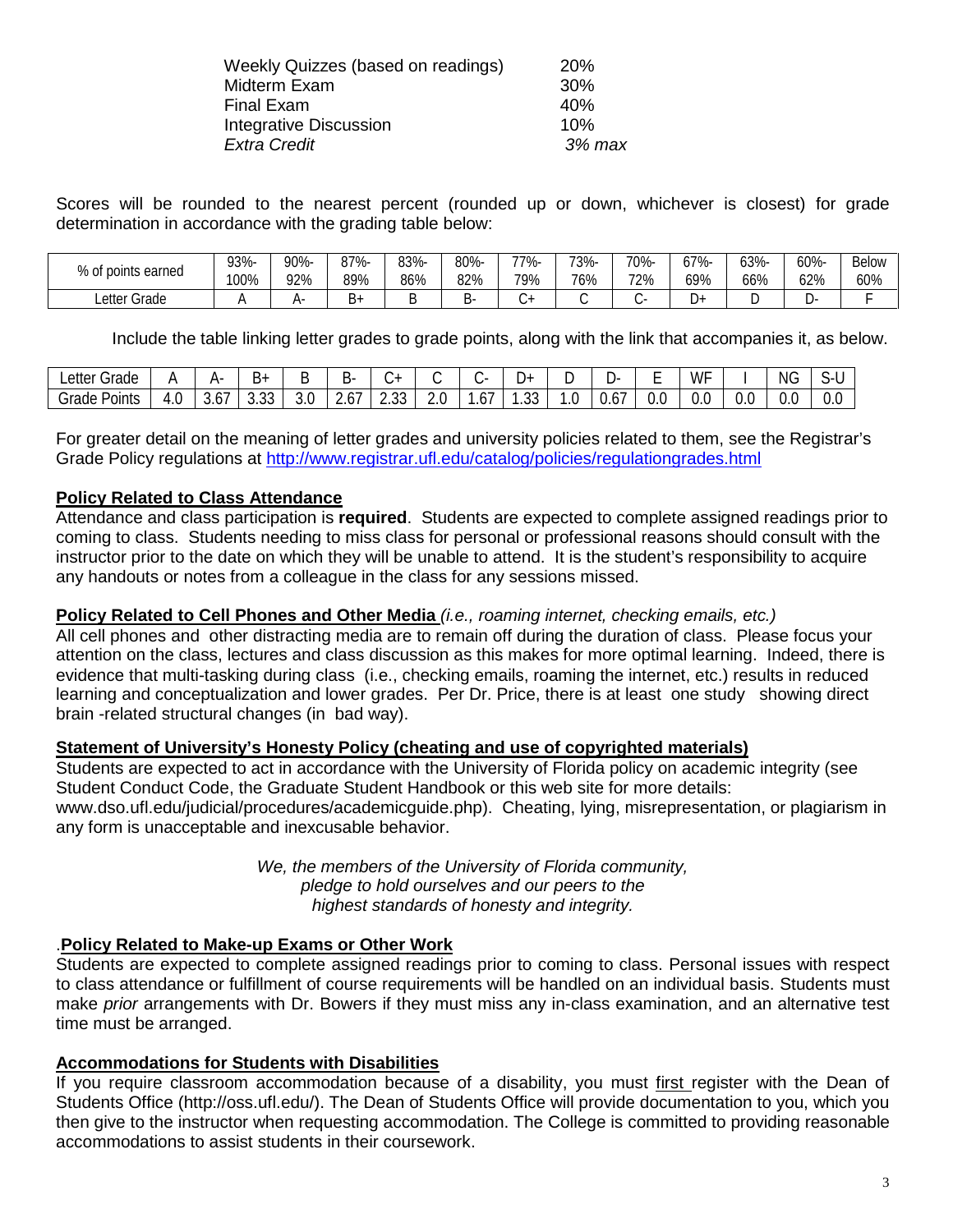| | |
|---|---|
| Weekly Quizzes (based on readings) | 20% |
| Midterm Exam | 30% |
| Final Exam | 40% |
| Integrative Discussion | 10% |
| *Extra Credit* | *3% max* |

Scores will be rounded to the nearest percent (rounded up or down, whichever is closest) for grade determination in accordance with the grading table below:

| % of points earned | 93%-100% | 90%-92% | 87%-89% | 83%-86% | 80%-82% | 77%-79% | 73%-76% | 70%-72% | 67%-69% | 63%-66% | 60%-62% | Below 60% |
|---|---|---|---|---|---|---|---|---|---|---|---|---|
| Letter Grade | A | A- | B+ | B | B- | C+ | C | C- | D+ | D | D- | F |

Include the table linking letter grades to grade points, along with the link that accompanies it, as below.

| Letter Grade | A | A- | B+ | B | B- | C+ | C | C- | D+ | D | D- | E | WF | I | NG | S-U |
|---|---|---|---|---|---|---|---|---|---|---|---|---|---|---|---|---|
| Grade Points | 4.0 | 3.67 | 3.33 | 3.0 | 2.67 | 2.33 | 2.0 | 1.67 | 1.33 | 1.0 | 0.67 | 0.0 | 0.0 | 0.0 | 0.0 | 0.0 |

For greater detail on the meaning of letter grades and university policies related to them, see the Registrar's Grade Policy regulations at http://www.registrar.ufl.edu/catalog/policies/regulationgrades.html

## Policy Related to Class Attendance

Attendance and class participation is **required**. Students are expected to complete assigned readings prior to coming to class. Students needing to miss class for personal or professional reasons should consult with the instructor prior to the date on which they will be unable to attend. It is the student's responsibility to acquire any handouts or notes from a colleague in the class for any sessions missed.

## Policy Related to Cell Phones and Other Media *(i.e., roaming internet, checking emails, etc.)*

All cell phones and other distracting media are to remain off during the duration of class. Please focus your attention on the class, lectures and class discussion as this makes for more optimal learning. Indeed, there is evidence that multi-tasking during class (i.e., checking emails, roaming the internet, etc.) results in reduced learning and conceptualization and lower grades. Per Dr. Price, there is at least one study showing direct brain -related structural changes (in bad way).

## Statement of University's Honesty Policy (cheating and use of copyrighted materials)

Students are expected to act in accordance with the University of Florida policy on academic integrity (see Student Conduct Code, the Graduate Student Handbook or this web site for more details: www.dso.ufl.edu/judicial/procedures/academicguide.php). Cheating, lying, misrepresentation, or plagiarism in any form is unacceptable and inexcusable behavior.

*We, the members of the University of Florida community,*
*pledge to hold ourselves and our peers to the*
*highest standards of honesty and integrity.*

## .Policy Related to Make-up Exams or Other Work

Students are expected to complete assigned readings prior to coming to class. Personal issues with respect to class attendance or fulfillment of course requirements will be handled on an individual basis. Students must make *prior* arrangements with Dr. Bowers if they must miss any in-class examination, and an alternative test time must be arranged.

## Accommodations for Students with Disabilities

If you require classroom accommodation because of a disability, you must first register with the Dean of Students Office (http://oss.ufl.edu/). The Dean of Students Office will provide documentation to you, which you then give to the instructor when requesting accommodation. The College is committed to providing reasonable accommodations to assist students in their coursework.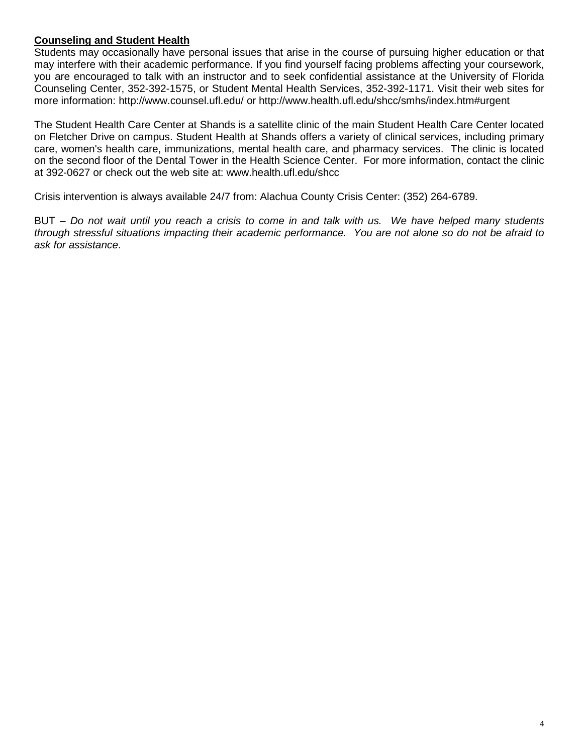**Counseling and Student Health**

Students may occasionally have personal issues that arise in the course of pursuing higher education or that may interfere with their academic performance. If you find yourself facing problems affecting your coursework, you are encouraged to talk with an instructor and to seek confidential assistance at the University of Florida Counseling Center, 352-392-1575, or Student Mental Health Services, 352-392-1171. Visit their web sites for more information: http://www.counsel.ufl.edu/ or http://www.health.ufl.edu/shcc/smhs/index.htm#urgent

The Student Health Care Center at Shands is a satellite clinic of the main Student Health Care Center located on Fletcher Drive on campus. Student Health at Shands offers a variety of clinical services, including primary care, women's health care, immunizations, mental health care, and pharmacy services. The clinic is located on the second floor of the Dental Tower in the Health Science Center. For more information, contact the clinic at 392-0627 or check out the web site at: www.health.ufl.edu/shcc

Crisis intervention is always available 24/7 from: Alachua County Crisis Center: (352) 264-6789.

BUT – *Do not wait until you reach a crisis to come in and talk with us. We have helped many students through stressful situations impacting their academic performance. You are not alone so do not be afraid to ask for assistance*.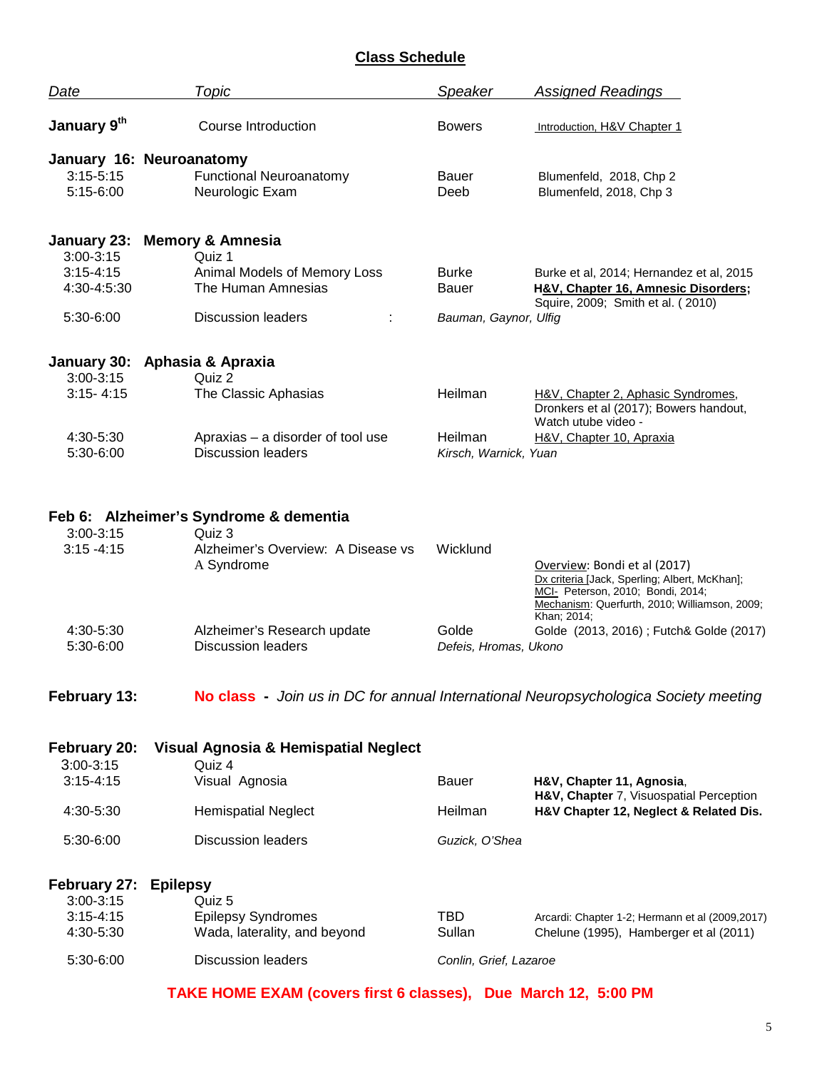## Class Schedule

| Date | Topic | Speaker | Assigned Readings |
|---|---|---|---|
| **January 9th** | Course Introduction | Bowers | Introduction, H&V Chapter 1 |
| **January 16: Neuroanatomy** | | | |
| 3:15-5:15 | Functional Neuroanatomy | Bauer | Blumenfeld, 2018, Chp 2 |
| 5:15-6:00 | Neurologic Exam | Deeb | Blumenfeld, 2018, Chp 3 |
| **January 23: Memory & Amnesia** | | | |
| 3:00-3:15 | Quiz 1 | | |
| 3:15-4:15 | Animal Models of Memory Loss | Burke | Burke et al, 2014; Hernandez et al, 2015 |
| 4:30-4:5:30 | The Human Amnesias | Bauer | **H&V, Chapter 16, Amnesic Disorders;** Squire, 2009; Smith et al. ( 2010) |
| 5:30-6:00 | Discussion leaders : | *Bauman, Gaynor, Ulfig* | |
| **January 30: Aphasia & Apraxia** | | | |
| 3:00-3:15 | Quiz 2 | | |
| 3:15- 4:15 | The Classic Aphasias | Heilman | H&V, Chapter 2, Aphasic Syndromes, Dronkers et al (2017); Bowers handout, Watch utube video - |
| 4:30-5:30 | Apraxias – a disorder of tool use | Heilman | H&V, Chapter 10, Apraxia |
| 5:30-6:00 | Discussion leaders | *Kirsch, Warnick, Yuan* | |
| **Feb 6: Alzheimer's Syndrome & dementia** | | | |
| 3:00-3:15 | Quiz 3 | | |
| 3:15 -4:15 | Alzheimer's Overview: A Disease vs A Syndrome | Wicklund | Overview: Bondi et al (2017); Dx criteria [Jack, Sperling; Albert, McKhan]; MCI- Peterson, 2010; Bondi, 2014; Mechanism: Querfurth, 2010; Williamson, 2009; Khan; 2014; |
| 4:30-5:30 | Alzheimer's Research update | Golde | Golde (2013, 2016) ; Futch& Golde (2017) |
| 5:30-6:00 | Discussion leaders | *Defeis, Hromas, Ukono* | |
| **February 13:** | **No class** - *Join us in DC for annual International Neuropsychologica Society meeting* | | |
| **February 20: Visual Agnosia & Hemispatial Neglect** | | | |
| 3:00-3:15 | Quiz 4 | | |
| 3:15-4:15 | Visual Agnosia | Bauer | **H&V, Chapter 11, Agnosia**, **H&V, Chapter** 7, Visuospatial Perception |
| 4:30-5:30 | Hemispatial Neglect | Heilman | **H&V Chapter 12, Neglect & Related Dis.** |
| 5:30-6:00 | Discussion leaders | *Guzick, O'Shea* | |
| **February 27: Epilepsy** | | | |
| 3:00-3:15 | Quiz 5 | | |
| 3:15-4:15 | Epilepsy Syndromes | TBD | Arcardi: Chapter 1-2; Hermann et al (2009,2017) |
| 4:30-5:30 | Wada, laterality, and beyond | Sullan | Chelune (1995), Hamberger et al (2011) |
| 5:30-6:00 | Discussion leaders | *Conlin, Grief, Lazaroe* | |

**TAKE HOME EXAM (covers first 6 classes), Due March 12, 5:00 PM**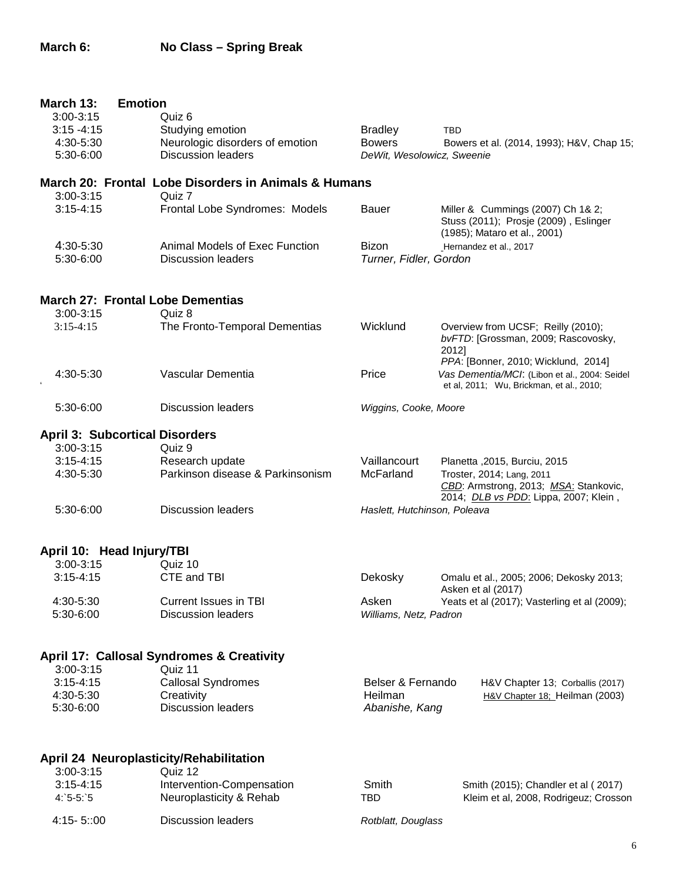**March 6: No Class – Spring Break**

**March 13: Emotion**

| Time | Topic | Presenter | Readings |
|---|---|---|---|
| 3:00-3:15 | Quiz 6 | | |
| 3:15 -4:15 | Studying emotion | Bradley | TBD |
| 4:30-5:30 | Neurologic disorders of emotion | Bowers | Bowers et al. (2014, 1993); H&V, Chap 15; |
| 5:30-6:00 | Discussion leaders | *DeWit, Wesolowicz, Sweenie* | |

**March 20: Frontal Lobe Disorders in Animals & Humans**

| Time | Topic | Presenter | Readings |
|---|---|---|---|
| 3:00-3:15 | Quiz 7 | | |
| 3:15-4:15 | Frontal Lobe Syndromes: Models | Bauer | Miller & Cummings (2007) Ch 1& 2; Stuss (2011); Prosje (2009) , Eslinger (1985); Mataro et al., 2001) |
| 4:30-5:30 | Animal Models of Exec Function | Bizon | Hernandez et al., 2017 |
| 5:30-6:00 | Discussion leaders | *Turner, Fidler, Gordon* | |

**March 27: Frontal Lobe Dementias**

| Time | Topic | Presenter | Readings |
|---|---|---|---|
| 3:00-3:15 | Quiz 8 | | |
| 3:15-4:15 | The Fronto-Temporal Dementias | Wicklund | Overview from UCSF; Reilly (2010); *bvFTD*: [Grossman, 2009; Rascovosky, 2012] *PPA*: [Bonner, 2010; Wicklund, 2014] |
| 4:30-5:30 | Vascular Dementia | Price | *Vas Dementia/MCI*: (Libon et al., 2004: Seidel et al, 2011; Wu, Brickman, et al., 2010; |
| 5:30-6:00 | Discussion leaders | *Wiggins, Cooke, Moore* | |

**April 3: Subcortical Disorders**

| Time | Topic | Presenter | Readings |
|---|---|---|---|
| 3:00-3:15 | Quiz 9 | | |
| 3:15-4:15 | Research update | Vaillancourt | Planetta ,2015, Burciu, 2015 |
| 4:30-5:30 | Parkinson disease & Parkinsonism | McFarland | Troster, 2014; Lang, 2011 *CBD*: Armstrong, 2013; *MSA*: Stankovic, 2014; *DLB vs PDD*: Lippa, 2007; Klein , |
| 5:30-6:00 | Discussion leaders | *Haslett, Hutchinson, Poleava* | |

**April 10: Head Injury/TBI**

| Time | Topic | Presenter | Readings |
|---|---|---|---|
| 3:00-3:15 | Quiz 10 | | |
| 3:15-4:15 | CTE and TBI | Dekosky | Omalu et al., 2005; 2006; Dekosky 2013; Asken et al (2017) |
| 4:30-5:30 | Current Issues in TBI | Asken | Yeats et al (2017); Vasterling et al (2009); |
| 5:30-6:00 | Discussion leaders | *Williams, Netz, Padron* | |

**April 17: Callosal Syndromes & Creativity**

| Time | Topic | Presenter | Readings |
|---|---|---|---|
| 3:00-3:15 | Quiz 11 | | |
| 3:15-4:15 | Callosal Syndromes | Belser & Fernando | H&V Chapter 13; Corballis (2017) |
| 4:30-5:30 | Creativity | Heilman | H&V Chapter 18; Heilman (2003) |
| 5:30-6:00 | Discussion leaders | *Abanishe, Kang* | |

**April 24 Neuroplasticity/Rehabilitation**

| Time | Topic | Presenter | Readings |
|---|---|---|---|
| 3:00-3:15 | Quiz 12 | | |
| 3:15-4:15 | Intervention-Compensation | Smith | Smith (2015); Chandler et al ( 2017) |
| 4:`5-5:`5 | Neuroplasticity & Rehab | TBD | Kleim et al, 2008, Rodrigeuz; Crosson |
| 4:15- 5::00 | Discussion leaders | *Rotblatt, Douglass* | |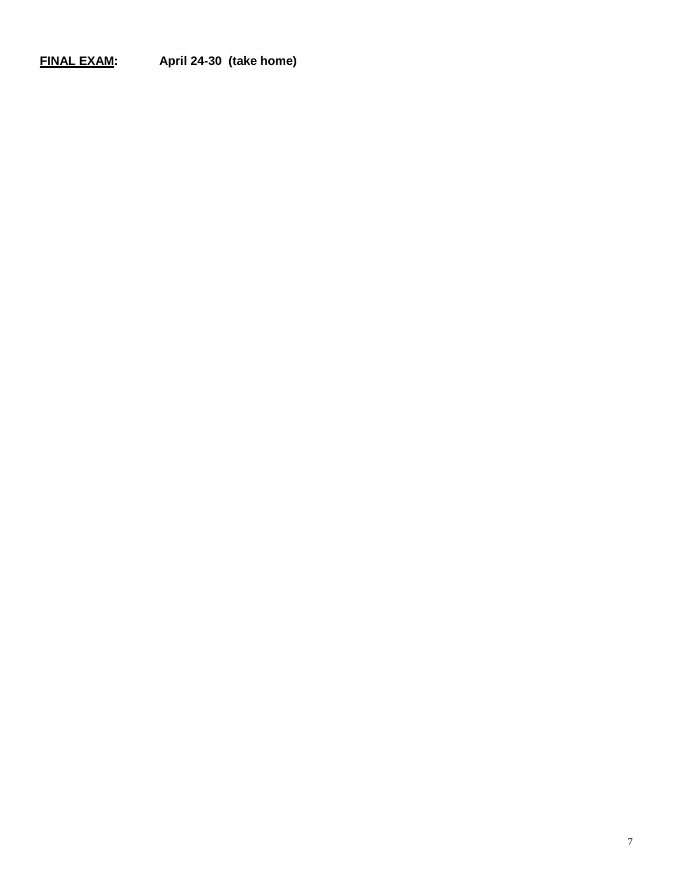**<u>FINAL EXAM</u>:** **April 24-30 (take home)**